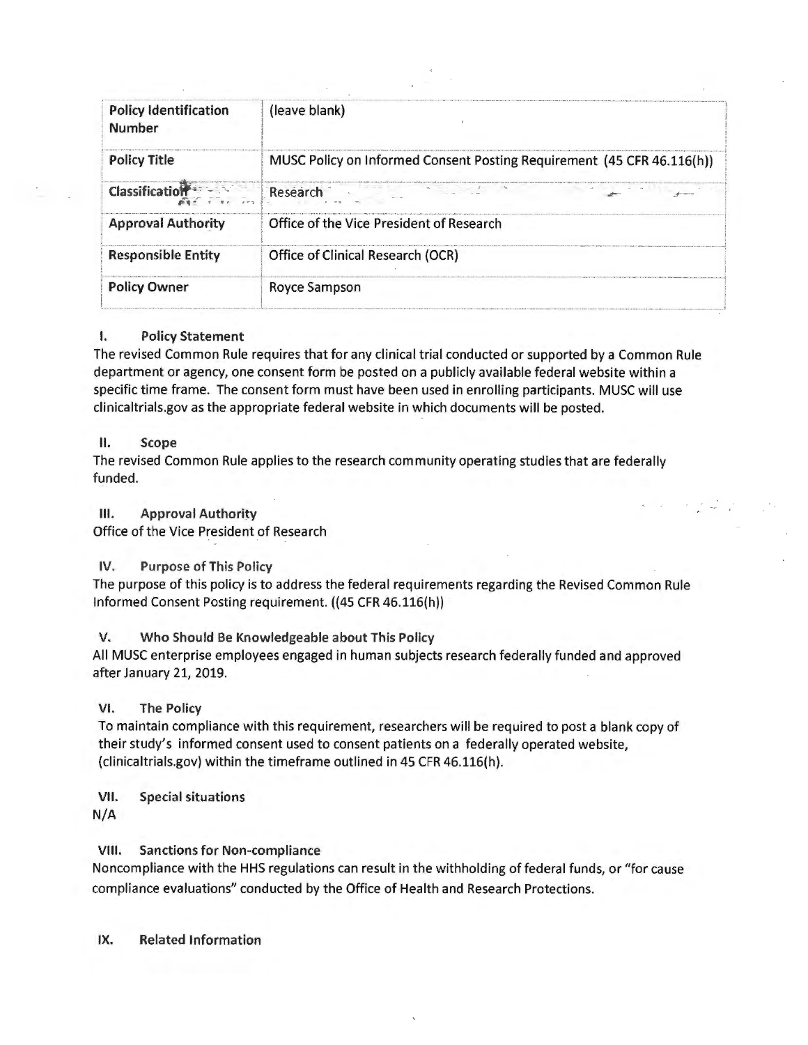| Policy Identification Number | (leave blank) |
|---|---|
| Policy Title | MUSC Policy on Informed Consent Posting Requirement (45 CFR 46.116(h)) |
| Classification | Research |
| Approval Authority | Office of the Vice President of Research |
| Responsible Entity | Office of Clinical Research (OCR) |
| Policy Owner | Royce Sampson |

## I. Policy Statement

The revised Common Rule requires that for any clinical trial conducted or supported by a Common Rule department or agency, one consent form be posted on a publicly available federal website within a specific time frame. The consent form must have been used in enrolling participants. MUSC will use clinicaltrials.gov as the appropriate federal website in which documents will be posted.

## II. Scope

The revised Common Rule applies to the research community operating studies that are federally funded.

## III. Approval Authority

Office of the Vice President of Research

## IV. Purpose of This Policy

The purpose of this policy is to address the federal requirements regarding the Revised Common Rule Informed Consent Posting requirement. ((45 CFR 46.116(h))

## V. Who Should Be Knowledgeable about This Policy

All MUSC enterprise employees engaged in human subjects research federally funded and approved after January 21, 2019.

## VI. The Policy

To maintain compliance with this requirement, researchers will be required to post a blank copy of their study's informed consent used to consent patients on a federally operated website, (clinicaltrials.gov) within the timeframe outlined in 45 CFR 46.116(h).

## VII. Special situations

N/A

## VIII. Sanctions for Non-compliance

Noncompliance with the HHS regulations can result in the withholding of federal funds, or "for cause compliance evaluations" conducted by the Office of Health and Research Protections.

## IX. Related Information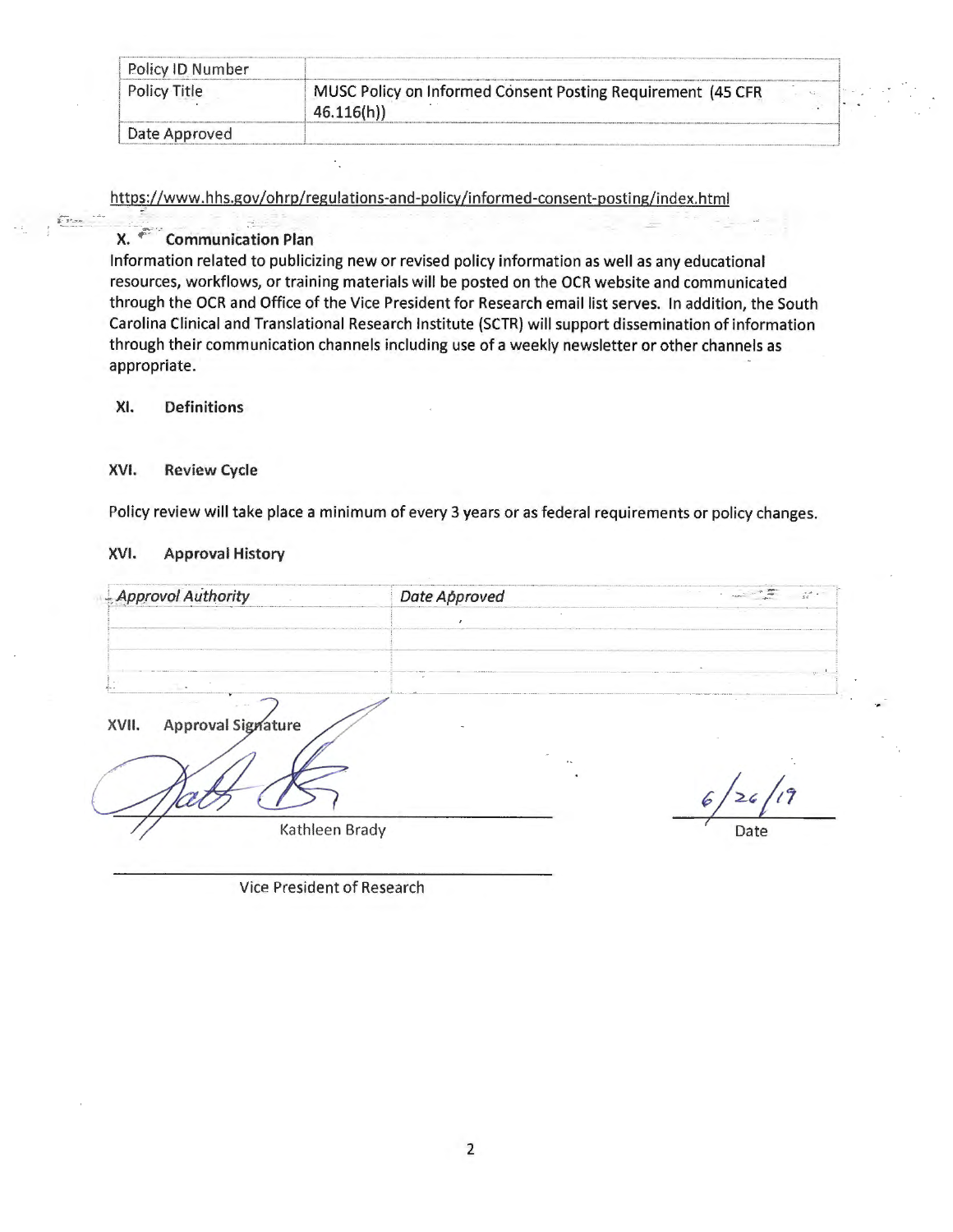| Policy ID Number | |
|---|---|
| Policy Title | MUSC Policy on Informed Consent Posting Requirement (45 CFR 46.116(h)) |
| Date Approved | |

https://www.hhs.gov/ohrp/regulations-and-policy/informed-consent-posting/index.html

## X. Communication Plan

Information related to publicizing new or revised policy information as well as any educational resources, workflows, or training materials will be posted on the OCR website and communicated through the OCR and Office of the Vice President for Research email list serves. In addition, the South Carolina Clinical and Translational Research Institute (SCTR) will support dissemination of information through their communication channels including use of a weekly newsletter or other channels as appropriate.

## XI. Definitions

## XVI. Review Cycle

Policy review will take place a minimum of every 3 years or as federal requirements or policy changes.

## XVI. Approval History

| *Approvol Authority* | *Date Approved* |
|---|---|
| | |
| | |
| | |
| | |

## XVII. Approval Signature

Kathleen Brady

6/26/19
Date

Vice President of Research